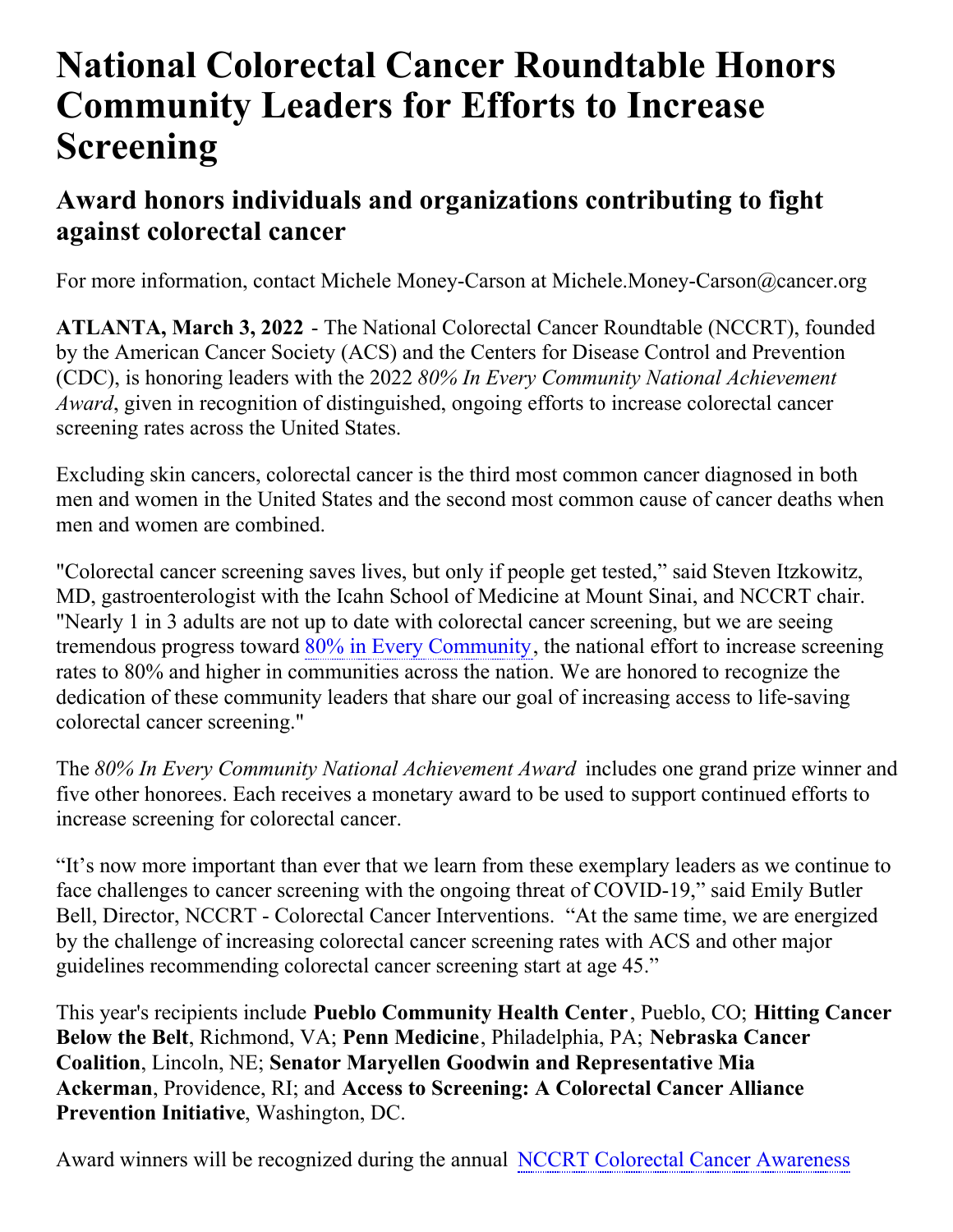# National Colorectal Cancer Roundtable Honors Community Leaders for Efforts to Increase Screening

## Award honors individuals and organizations contributing to fight against colorectal cancer

For more information, contact Michele Money-Carson at Michele.Money-Carson@cancer.org

**ATLANTA, March 3, 2022** - The National Colorectal Cancer Roundtable (NCCRT), founded by the American Cancer Society (ACS) and the Centers for Disease Control and Prevention (CDC), is honoring leaders with the 2022 *80% In Every Community National Achievement Award*, given in recognition of distinguished, ongoing efforts to increase colorectal cancer screening rates across the United States.

Excluding skin cancers, colorectal cancer is the third most common cancer diagnosed in both men and women in the United States and the second most common cause of cancer deaths when men and women are combined.

"Colorectal cancer screening saves lives, but only if people get tested," said Steven Itzkowitz, MD, gastroenterologist with the Icahn School of Medicine at Mount Sinai, and NCCRT chair. "Nearly 1 in 3 adults are not up to date with colorectal cancer screening, but we are seeing tremendous progress toward 80% in Every Community, the national effort to increase screening rates to 80% and higher in communities across the nation. We are honored to recognize the dedication of these community leaders that share our goal of increasing access to life-saving colorectal cancer screening."

The *80% In Every Community National Achievement Award* includes one grand prize winner and five other honorees. Each receives a monetary award to be used to support continued efforts to increase screening for colorectal cancer.

"It's now more important than ever that we learn from these exemplary leaders as we continue to face challenges to cancer screening with the ongoing threat of COVID-19," said Emily Butler Bell, Director, NCCRT - Colorectal Cancer Interventions. "At the same time, we are energized by the challenge of increasing colorectal cancer screening rates with ACS and other major guidelines recommending colorectal cancer screening start at age 45."

This year's recipients include **Pueblo Community Health Center**, Pueblo, CO; **Hitting Cancer Below the Belt**, Richmond, VA; **Penn Medicine**, Philadelphia, PA; **Nebraska Cancer Coalition**, Lincoln, NE; **Senator Maryellen Goodwin and Representative Mia Ackerman**, Providence, RI; and **Access to Screening: A Colorectal Cancer Alliance Prevention Initiative**, Washington, DC.

Award winners will be recognized during the annual NCCRT Colorectal Cancer Awareness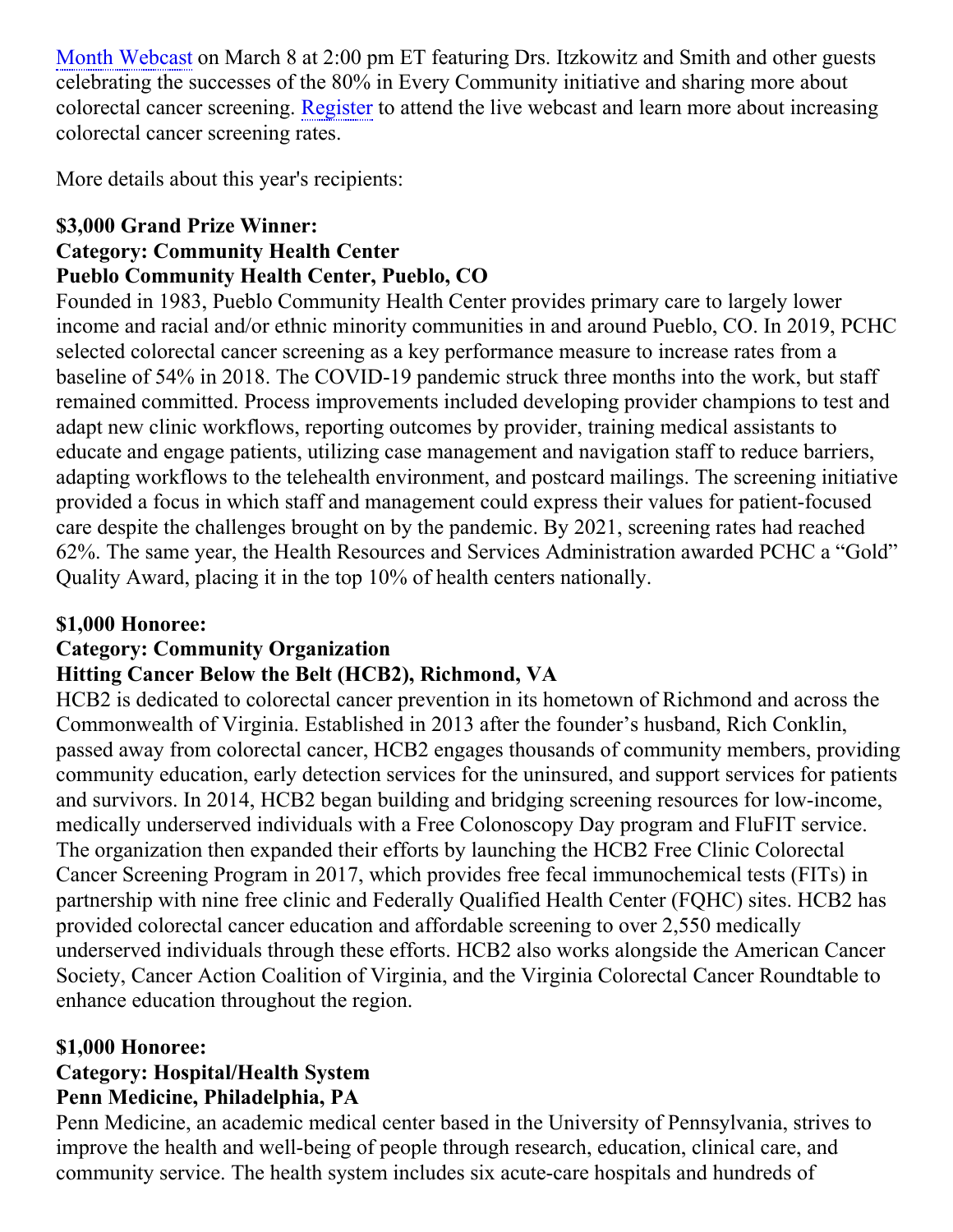[Month Webcast](#) on March 8 at 2:00 pm ET featuring Drs. Itzkowitz and Smith and other guests celebrating the successes of the 80% in Every Community initiative and sharing more about colorectal cancer screening. [Register](#) to attend the live webcast and learn more about increasing colorectal cancer screening rates.

More details about this year's recipients:

**$3,000 Grand Prize Winner:**
**Category: Community Health Center**
**Pueblo Community Health Center, Pueblo, CO**

Founded in 1983, Pueblo Community Health Center provides primary care to largely lower income and racial and/or ethnic minority communities in and around Pueblo, CO. In 2019, PCHC selected colorectal cancer screening as a key performance measure to increase rates from a baseline of 54% in 2018. The COVID-19 pandemic struck three months into the work, but staff remained committed. Process improvements included developing provider champions to test and adapt new clinic workflows, reporting outcomes by provider, training medical assistants to educate and engage patients, utilizing case management and navigation staff to reduce barriers, adapting workflows to the telehealth environment, and postcard mailings. The screening initiative provided a focus in which staff and management could express their values for patient-focused care despite the challenges brought on by the pandemic. By 2021, screening rates had reached 62%. The same year, the Health Resources and Services Administration awarded PCHC a "Gold" Quality Award, placing it in the top 10% of health centers nationally.

**$1,000 Honoree:**
**Category: Community Organization**
**Hitting Cancer Below the Belt (HCB2), Richmond, VA**

HCB2 is dedicated to colorectal cancer prevention in its hometown of Richmond and across the Commonwealth of Virginia. Established in 2013 after the founder's husband, Rich Conklin, passed away from colorectal cancer, HCB2 engages thousands of community members, providing community education, early detection services for the uninsured, and support services for patients and survivors. In 2014, HCB2 began building and bridging screening resources for low-income, medically underserved individuals with a Free Colonoscopy Day program and FluFIT service. The organization then expanded their efforts by launching the HCB2 Free Clinic Colorectal Cancer Screening Program in 2017, which provides free fecal immunochemical tests (FITs) in partnership with nine free clinic and Federally Qualified Health Center (FQHC) sites. HCB2 has provided colorectal cancer education and affordable screening to over 2,550 medically underserved individuals through these efforts. HCB2 also works alongside the American Cancer Society, Cancer Action Coalition of Virginia, and the Virginia Colorectal Cancer Roundtable to enhance education throughout the region.

**$1,000 Honoree:**
**Category: Hospital/Health System**
**Penn Medicine, Philadelphia, PA**

Penn Medicine, an academic medical center based in the University of Pennsylvania, strives to improve the health and well-being of people through research, education, clinical care, and community service. The health system includes six acute-care hospitals and hundreds of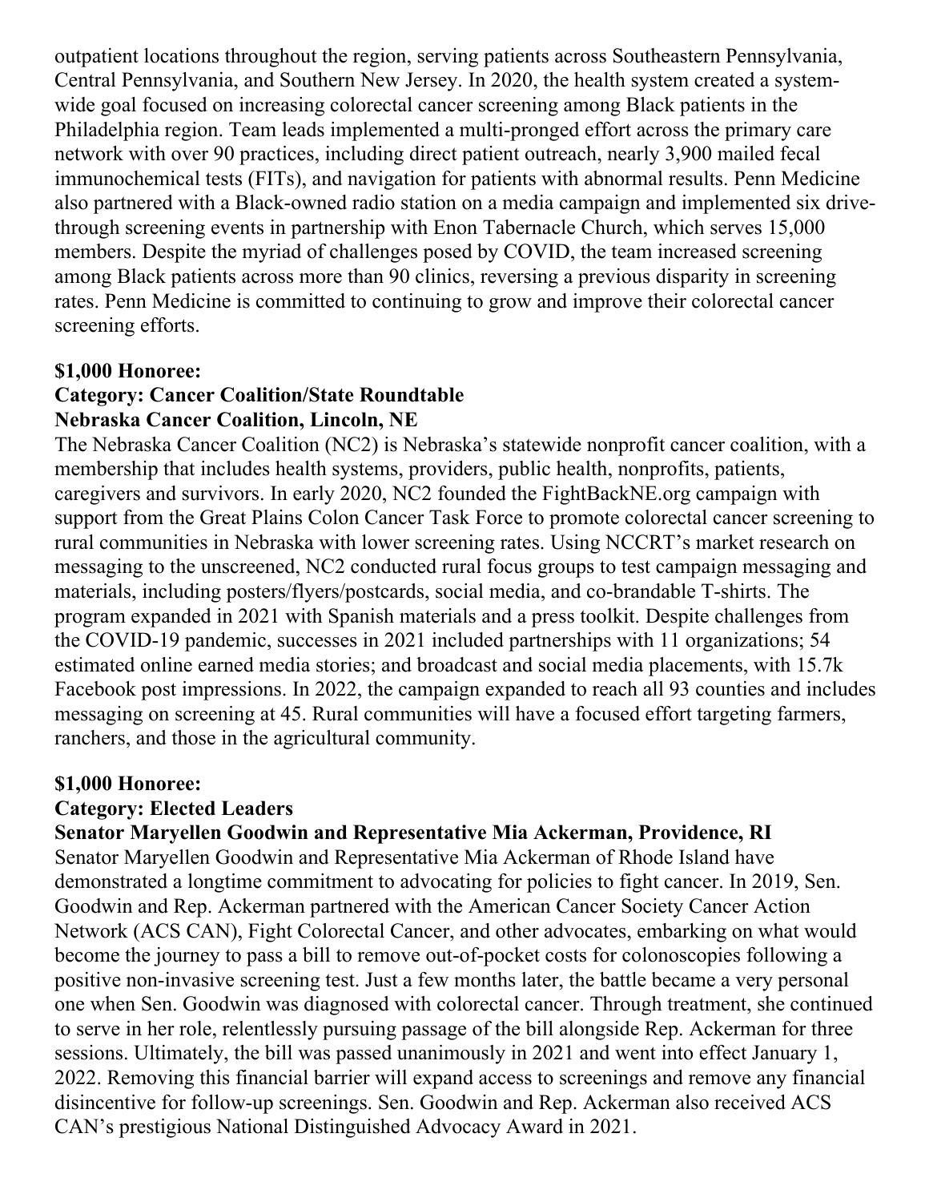outpatient locations throughout the region, serving patients across Southeastern Pennsylvania, Central Pennsylvania, and Southern New Jersey. In 2020, the health system created a system-wide goal focused on increasing colorectal cancer screening among Black patients in the Philadelphia region. Team leads implemented a multi-pronged effort across the primary care network with over 90 practices, including direct patient outreach, nearly 3,900 mailed fecal immunochemical tests (FITs), and navigation for patients with abnormal results. Penn Medicine also partnered with a Black-owned radio station on a media campaign and implemented six drive-through screening events in partnership with Enon Tabernacle Church, which serves 15,000 members. Despite the myriad of challenges posed by COVID, the team increased screening among Black patients across more than 90 clinics, reversing a previous disparity in screening rates. Penn Medicine is committed to continuing to grow and improve their colorectal cancer screening efforts.

**$1,000 Honoree:**
**Category: Cancer Coalition/State Roundtable**
**Nebraska Cancer Coalition, Lincoln, NE**

The Nebraska Cancer Coalition (NC2) is Nebraska's statewide nonprofit cancer coalition, with a membership that includes health systems, providers, public health, nonprofits, patients, caregivers and survivors. In early 2020, NC2 founded the FightBackNE.org campaign with support from the Great Plains Colon Cancer Task Force to promote colorectal cancer screening to rural communities in Nebraska with lower screening rates. Using NCCRT's market research on messaging to the unscreened, NC2 conducted rural focus groups to test campaign messaging and materials, including posters/flyers/postcards, social media, and co-brandable T-shirts. The program expanded in 2021 with Spanish materials and a press toolkit. Despite challenges from the COVID-19 pandemic, successes in 2021 included partnerships with 11 organizations; 54 estimated online earned media stories; and broadcast and social media placements, with 15.7k Facebook post impressions. In 2022, the campaign expanded to reach all 93 counties and includes messaging on screening at 45. Rural communities will have a focused effort targeting farmers, ranchers, and those in the agricultural community.

**$1,000 Honoree:**
**Category: Elected Leaders**
**Senator Maryellen Goodwin and Representative Mia Ackerman, Providence, RI**

Senator Maryellen Goodwin and Representative Mia Ackerman of Rhode Island have demonstrated a longtime commitment to advocating for policies to fight cancer. In 2019, Sen. Goodwin and Rep. Ackerman partnered with the American Cancer Society Cancer Action Network (ACS CAN), Fight Colorectal Cancer, and other advocates, embarking on what would become the journey to pass a bill to remove out-of-pocket costs for colonoscopies following a positive non-invasive screening test. Just a few months later, the battle became a very personal one when Sen. Goodwin was diagnosed with colorectal cancer. Through treatment, she continued to serve in her role, relentlessly pursuing passage of the bill alongside Rep. Ackerman for three sessions. Ultimately, the bill was passed unanimously in 2021 and went into effect January 1, 2022. Removing this financial barrier will expand access to screenings and remove any financial disincentive for follow-up screenings. Sen. Goodwin and Rep. Ackerman also received ACS CAN's prestigious National Distinguished Advocacy Award in 2021.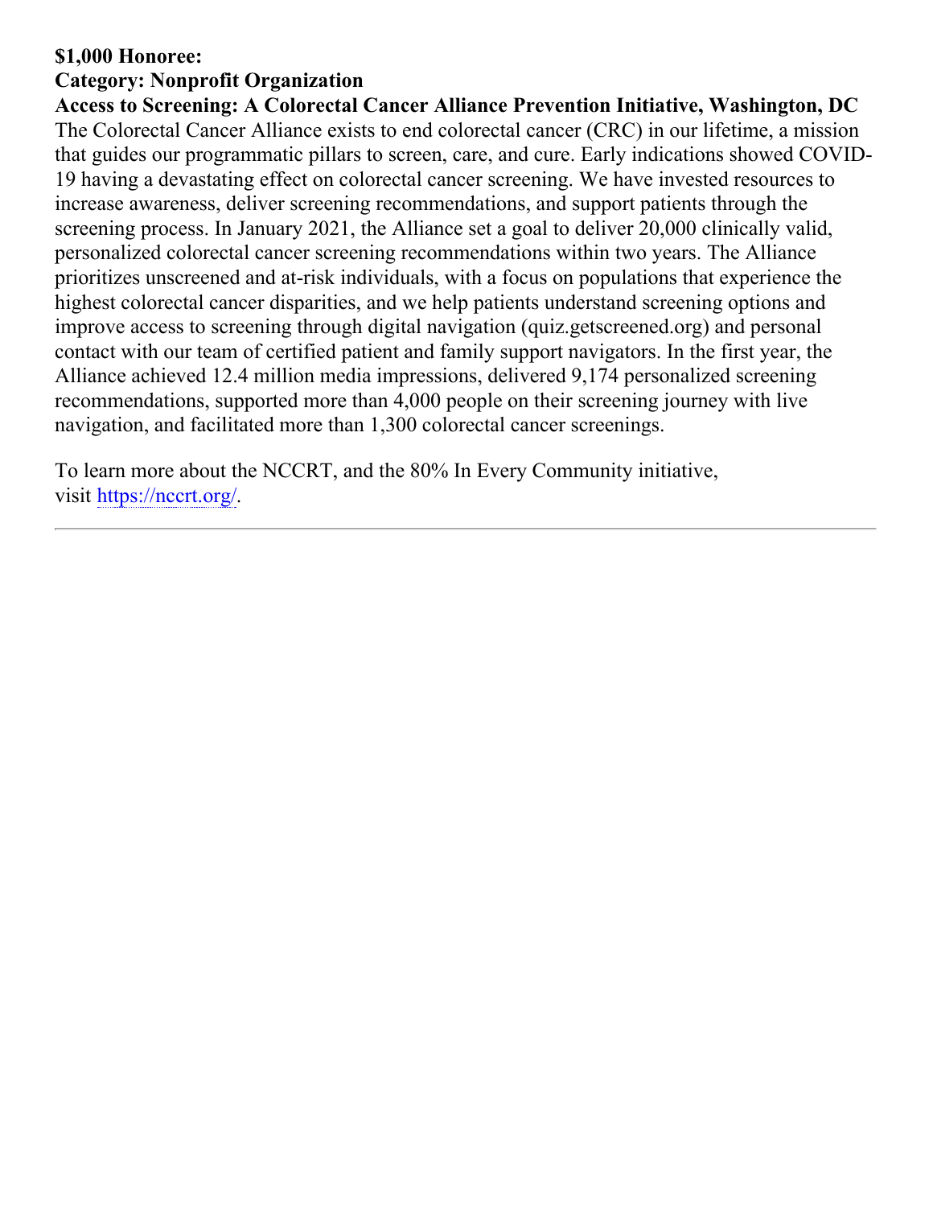**$1,000 Honoree:**
**Category: Nonprofit Organization**
**Access to Screening: A Colorectal Cancer Alliance Prevention Initiative, Washington, DC**

The Colorectal Cancer Alliance exists to end colorectal cancer (CRC) in our lifetime, a mission that guides our programmatic pillars to screen, care, and cure. Early indications showed COVID-19 having a devastating effect on colorectal cancer screening. We have invested resources to increase awareness, deliver screening recommendations, and support patients through the screening process. In January 2021, the Alliance set a goal to deliver 20,000 clinically valid, personalized colorectal cancer screening recommendations within two years. The Alliance prioritizes unscreened and at-risk individuals, with a focus on populations that experience the highest colorectal cancer disparities, and we help patients understand screening options and improve access to screening through digital navigation (quiz.getscreened.org) and personal contact with our team of certified patient and family support navigators. In the first year, the Alliance achieved 12.4 million media impressions, delivered 9,174 personalized screening recommendations, supported more than 4,000 people on their screening journey with live navigation, and facilitated more than 1,300 colorectal cancer screenings.

To learn more about the NCCRT, and the 80% In Every Community initiative, visit [https://nccrt.org/](https://nccrt.org/).

---